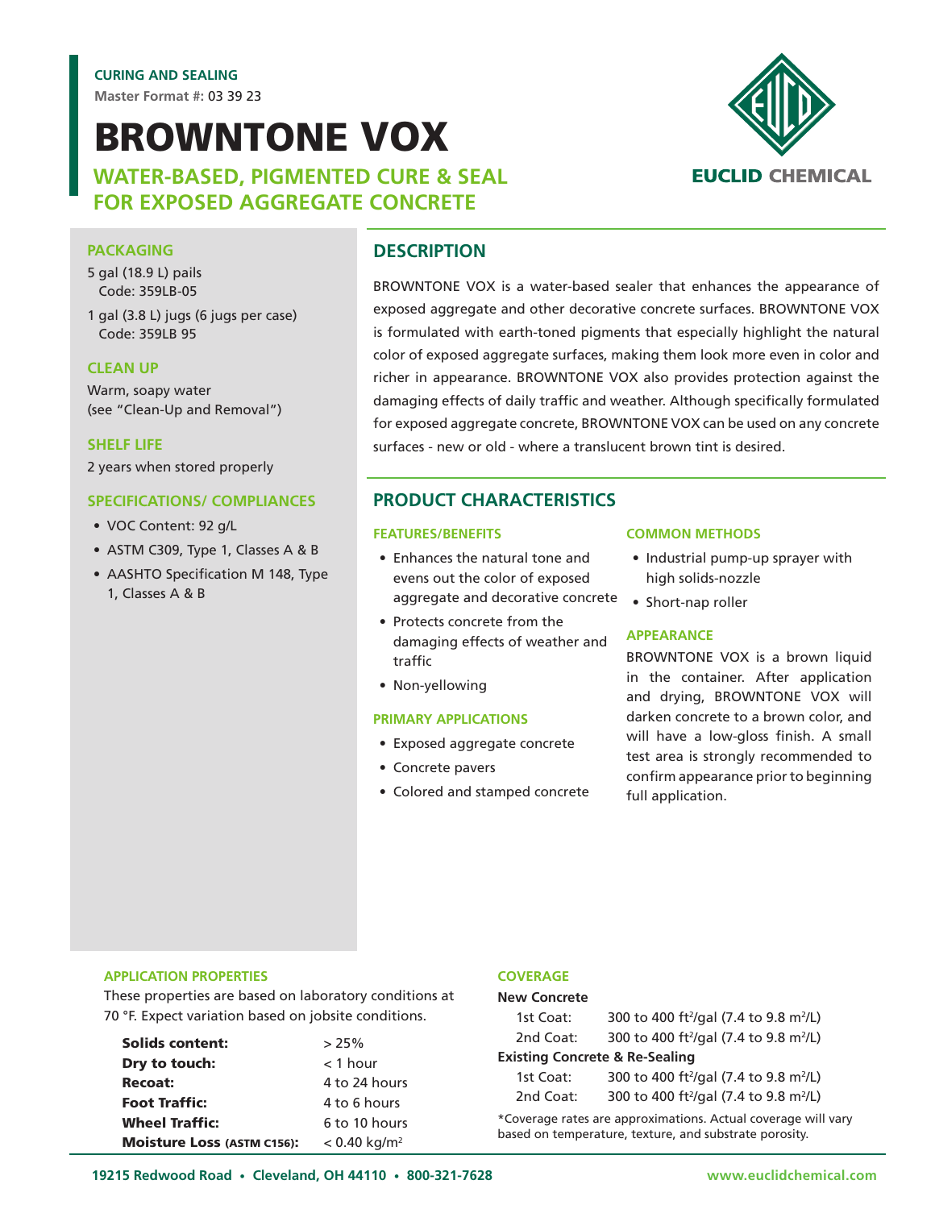**CURING AND SEALING**

**Master Format #:** 03 39 23

# BROWNTONE VOX

## WATER-BASED, PIGMENTED CURE & SEAL FOR EXPOSED AGGREGATE CONCRETE

EUCLID CHEMICAL

### PACKAGING

5 gal (18.9 L) pails
Code: 359LB-05

1 gal (3.8 L) jugs (6 jugs per case)
Code: 359LB 95

### CLEAN UP

Warm, soapy water
(see "Clean-Up and Removal")

### SHELF LIFE

2 years when stored properly

### SPECIFICATIONS/ COMPLIANCES

- VOC Content: 92 g/L
- ASTM C309, Type 1, Classes A & B
- AASHTO Specification M 148, Type 1, Classes A & B

## DESCRIPTION

BROWNTONE VOX is a water-based sealer that enhances the appearance of exposed aggregate and other decorative concrete surfaces. BROWNTONE VOX is formulated with earth-toned pigments that especially highlight the natural color of exposed aggregate surfaces, making them look more even in color and richer in appearance. BROWNTONE VOX also provides protection against the damaging effects of daily traffic and weather. Although specifically formulated for exposed aggregate concrete, BROWNTONE VOX can be used on any concrete surfaces - new or old - where a translucent brown tint is desired.

## PRODUCT CHARACTERISTICS

### FEATURES/BENEFITS

- Enhances the natural tone and evens out the color of exposed aggregate and decorative concrete
- Protects concrete from the damaging effects of weather and traffic
- Non-yellowing

### PRIMARY APPLICATIONS

- Exposed aggregate concrete
- Concrete pavers
- Colored and stamped concrete

### COMMON METHODS

- Industrial pump-up sprayer with high solids-nozzle
- Short-nap roller

### APPEARANCE

BROWNTONE VOX is a brown liquid in the container. After application and drying, BROWNTONE VOX will darken concrete to a brown color, and will have a low-gloss finish. A small test area is strongly recommended to confirm appearance prior to beginning full application.

### APPLICATION PROPERTIES

These properties are based on laboratory conditions at 70 °F. Expect variation based on jobsite conditions.

| | |
|---|---|
| **Solids content:** | > 25% |
| **Dry to touch:** | < 1 hour |
| **Recoat:** | 4 to 24 hours |
| **Foot Traffic:** | 4 to 6 hours |
| **Wheel Traffic:** | 6 to 10 hours |
| **Moisture Loss (ASTM C156):** | < 0.40 kg/m$^2$ |

### COVERAGE

**New Concrete**

| | |
|---|---|
| 1st Coat: | 300 to 400 ft$^2$/gal (7.4 to 9.8 m$^2$/L) |
| 2nd Coat: | 300 to 400 ft$^2$/gal (7.4 to 9.8 m$^2$/L) |

**Existing Concrete & Re-Sealing**

| | |
|---|---|
| 1st Coat: | 300 to 400 ft$^2$/gal (7.4 to 9.8 m$^2$/L) |
| 2nd Coat: | 300 to 400 ft$^2$/gal (7.4 to 9.8 m$^2$/L) |

*Coverage rates are approximations. Actual coverage will vary based on temperature, texture, and substrate porosity.

19215 Redwood Road • Cleveland, OH 44110 • 800-321-7628 www.euclidchemical.com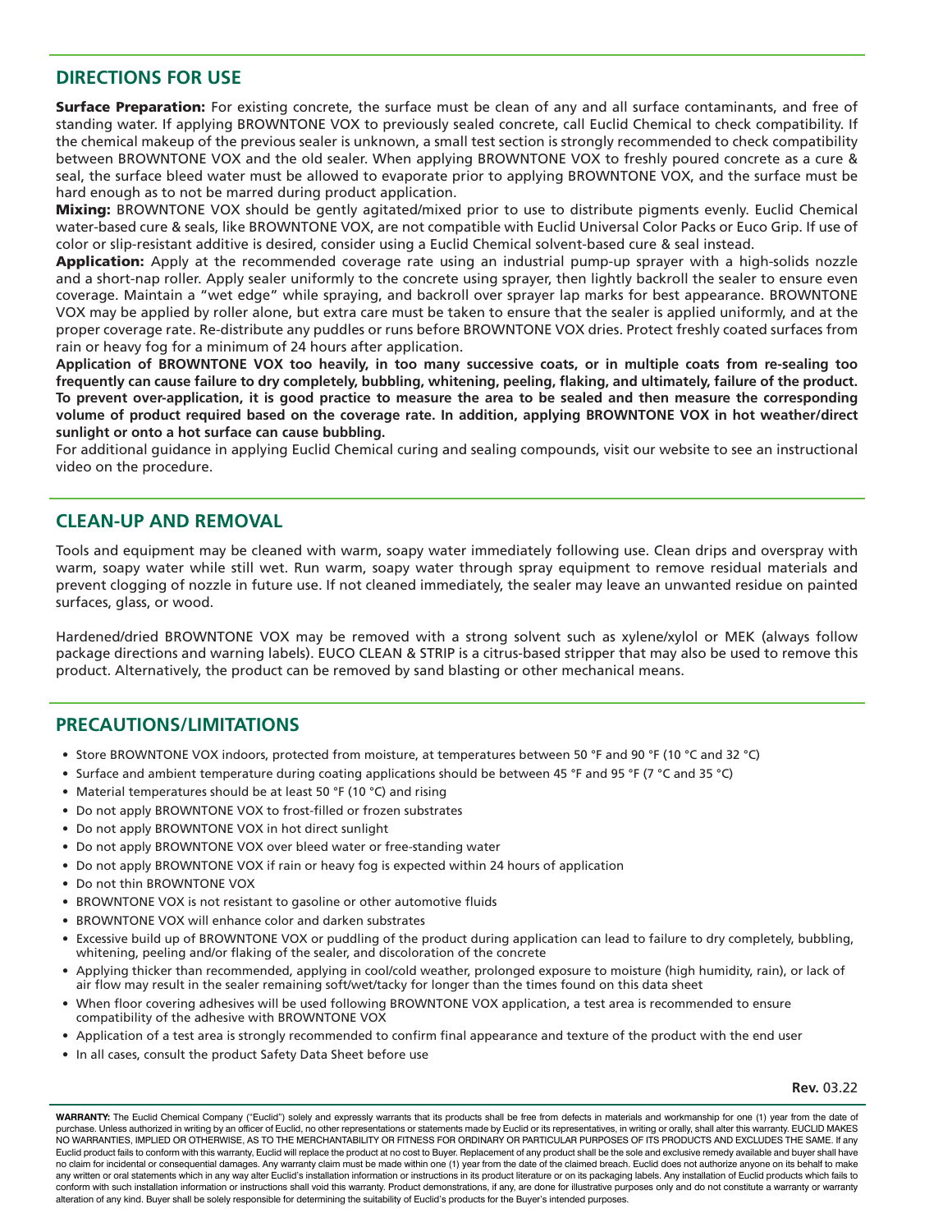## DIRECTIONS FOR USE

**Surface Preparation:** For existing concrete, the surface must be clean of any and all surface contaminants, and free of standing water. If applying BROWNTONE VOX to previously sealed concrete, call Euclid Chemical to check compatibility. If the chemical makeup of the previous sealer is unknown, a small test section is strongly recommended to check compatibility between BROWNTONE VOX and the old sealer. When applying BROWNTONE VOX to freshly poured concrete as a cure & seal, the surface bleed water must be allowed to evaporate prior to applying BROWNTONE VOX, and the surface must be hard enough as to not be marred during product application.

**Mixing:** BROWNTONE VOX should be gently agitated/mixed prior to use to distribute pigments evenly. Euclid Chemical water-based cure & seals, like BROWNTONE VOX, are not compatible with Euclid Universal Color Packs or Euco Grip. If use of color or slip-resistant additive is desired, consider using a Euclid Chemical solvent-based cure & seal instead.

**Application:** Apply at the recommended coverage rate using an industrial pump-up sprayer with a high-solids nozzle and a short-nap roller. Apply sealer uniformly to the concrete using sprayer, then lightly backroll the sealer to ensure even coverage. Maintain a "wet edge" while spraying, and backroll over sprayer lap marks for best appearance. BROWNTONE VOX may be applied by roller alone, but extra care must be taken to ensure that the sealer is applied uniformly, and at the proper coverage rate. Re-distribute any puddles or runs before BROWNTONE VOX dries. Protect freshly coated surfaces from rain or heavy fog for a minimum of 24 hours after application.

**Application of BROWNTONE VOX too heavily, in too many successive coats, or in multiple coats from re-sealing too frequently can cause failure to dry completely, bubbling, whitening, peeling, flaking, and ultimately, failure of the product. To prevent over-application, it is good practice to measure the area to be sealed and then measure the corresponding volume of product required based on the coverage rate. In addition, applying BROWNTONE VOX in hot weather/direct sunlight or onto a hot surface can cause bubbling.**

For additional guidance in applying Euclid Chemical curing and sealing compounds, visit our website to see an instructional video on the procedure.

## CLEAN-UP AND REMOVAL

Tools and equipment may be cleaned with warm, soapy water immediately following use. Clean drips and overspray with warm, soapy water while still wet. Run warm, soapy water through spray equipment to remove residual materials and prevent clogging of nozzle in future use. If not cleaned immediately, the sealer may leave an unwanted residue on painted surfaces, glass, or wood.

Hardened/dried BROWNTONE VOX may be removed with a strong solvent such as xylene/xylol or MEK (always follow package directions and warning labels). EUCO CLEAN & STRIP is a citrus-based stripper that may also be used to remove this product. Alternatively, the product can be removed by sand blasting or other mechanical means.

## PRECAUTIONS/LIMITATIONS

- Store BROWNTONE VOX indoors, protected from moisture, at temperatures between 50 °F and 90 °F (10 °C and 32 °C)
- Surface and ambient temperature during coating applications should be between 45 °F and 95 °F (7 °C and 35 °C)
- Material temperatures should be at least 50 °F (10 °C) and rising
- Do not apply BROWNTONE VOX to frost-filled or frozen substrates
- Do not apply BROWNTONE VOX in hot direct sunlight
- Do not apply BROWNTONE VOX over bleed water or free-standing water
- Do not apply BROWNTONE VOX if rain or heavy fog is expected within 24 hours of application
- Do not thin BROWNTONE VOX
- BROWNTONE VOX is not resistant to gasoline or other automotive fluids
- BROWNTONE VOX will enhance color and darken substrates
- Excessive build up of BROWNTONE VOX or puddling of the product during application can lead to failure to dry completely, bubbling, whitening, peeling and/or flaking of the sealer, and discoloration of the concrete
- Applying thicker than recommended, applying in cool/cold weather, prolonged exposure to moisture (high humidity, rain), or lack of air flow may result in the sealer remaining soft/wet/tacky for longer than the times found on this data sheet
- When floor covering adhesives will be used following BROWNTONE VOX application, a test area is recommended to ensure compatibility of the adhesive with BROWNTONE VOX
- Application of a test area is strongly recommended to confirm final appearance and texture of the product with the end user
- In all cases, consult the product Safety Data Sheet before use

**Rev.** 03.22

**WARRANTY:** The Euclid Chemical Company ("Euclid") solely and expressly warrants that its products shall be free from defects in materials and workmanship for one (1) year from the date of purchase. Unless authorized in writing by an officer of Euclid, no other representations or statements made by Euclid or its representatives, in writing or orally, shall alter this warranty. EUCLID MAKES NO WARRANTIES, IMPLIED OR OTHERWISE, AS TO THE MERCHANTABILITY OR FITNESS FOR ORDINARY OR PARTICULAR PURPOSES OF ITS PRODUCTS AND EXCLUDES THE SAME. If any Euclid product fails to conform with this warranty, Euclid will replace the product at no cost to Buyer. Replacement of any product shall be the sole and exclusive remedy available and buyer shall have no claim for incidental or consequential damages. Any warranty claim must be made within one (1) year from the date of the claimed breach. Euclid does not authorize anyone on its behalf to make any written or oral statements which in any way alter Euclid's installation information or instructions in its product literature or on its packaging labels. Any installation of Euclid products which fails to conform with such installation information or instructions shall void this warranty. Product demonstrations, if any, are done for illustrative purposes only and do not constitute a warranty or warranty alteration of any kind. Buyer shall be solely responsible for determining the suitability of Euclid's products for the Buyer's intended purposes.